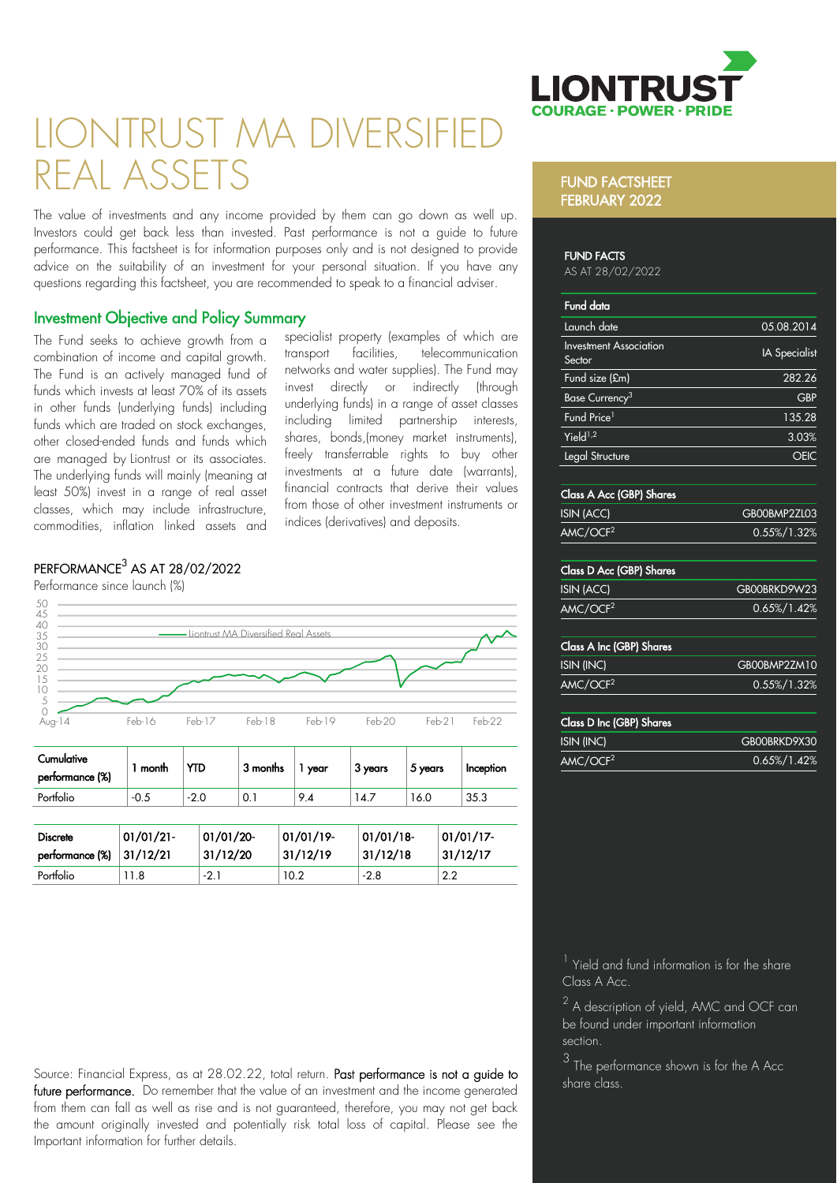# LIONTRUST MA DIVERSIFIED REAL ASSETS

The value of investments and any income provided by them can go down as well up. Investors could get back less than invested. Past performance is not a guide to future performance. This factsheet is for information purposes only and is not designed to provide advice on the suitability of an investment for your personal situation. If you have any questions regarding this factsheet, you are recommended to speak to a financial adviser.

## Investment Objective and Policy Summary

The Fund seeks to achieve growth from a combination of income and capital growth. The Fund is an actively managed fund of funds which invests at least 70% of its assets in other funds (underlying funds) including funds which are traded on stock exchanges, other closed-ended funds and funds which are managed by Liontrust or its associates. The underlying funds will mainly (meaning at least 50%) invest in a range of real asset classes, which may include infrastructure, commodities, inflation linked assets and specialist property (examples of which are transport facilities, telecommunication networks and water supplies). The Fund may invest directly or indirectly (through underlying funds) in a range of asset classes including limited partnership interests, shares, bonds,(money market instruments), freely transferrable rights to buy other investments at a future date (warrants), financial contracts that derive their values from those of other investment instruments or indices (derivatives) and deposits.

## PERFORMANCE[3] AS AT 28/02/2022

Performance since launch (%)

| Cumulative performance (%) | 1 month | YTD | 3 months | 1 year | 3 years | 5 years | Inception |
|---|---|---|---|---|---|---|---|
| Portfolio | -0.5 | -2.0 | 0.1 | 9.4 | 14.7 | 16.0 | 35.3 |

| Discrete performance (%) | 01/01/21-31/12/21 | 01/01/20-31/12/20 | 01/01/19-31/12/19 | 01/01/18-31/12/18 | 01/01/17-31/12/17 |
|---|---|---|---|---|---|
| Portfolio | 11.8 | -2.1 | 10.2 | -2.8 | 2.2 |

Source: Financial Express, as at 28.02.22, total return. **Past performance is not a guide to future performance.** Do remember that the value of an investment and the income generated from them can fall as well as rise and is not guaranteed, therefore, you may not get back the amount originally invested and potentially risk total loss of capital. Please see the Important information for further details.

## FUND FACTSHEET FEBRUARY 2022

### FUND FACTS

AS AT 28/02/2022

| Fund data | |
|---|---|
| Launch date | 05.08.2014 |
| Investment Association Sector | IA Specialist |
| Fund size (£m) | 282.26 |
| Base Currency[3] | GBP |
| Fund Price[1] | 135.28 |
| Yield[1,2] | 3.03% |
| Legal Structure | OEIC |

| Class A Acc (GBP) Shares | |
|---|---|
| ISIN (ACC) | GB00BMP2ZL03 |
| AMC/OCF[2] | 0.55%/1.32% |

| Class D Acc (GBP) Shares | |
|---|---|
| ISIN (ACC) | GB00BRKD9W23 |
| AMC/OCF[2] | 0.65%/1.42% |

| Class A Inc (GBP) Shares | |
|---|---|
| ISIN (INC) | GB00BMP2ZM10 |
| AMC/OCF[2] | 0.55%/1.32% |

| Class D Inc (GBP) Shares | |
|---|---|
| ISIN (INC) | GB00BRKD9X30 |
| AMC/OCF[2] | 0.65%/1.42% |

[1] Yield and fund information is for the share Class A Acc.

[2] A description of yield, AMC and OCF can be found under important information section.

[3] The performance shown is for the A Acc share class.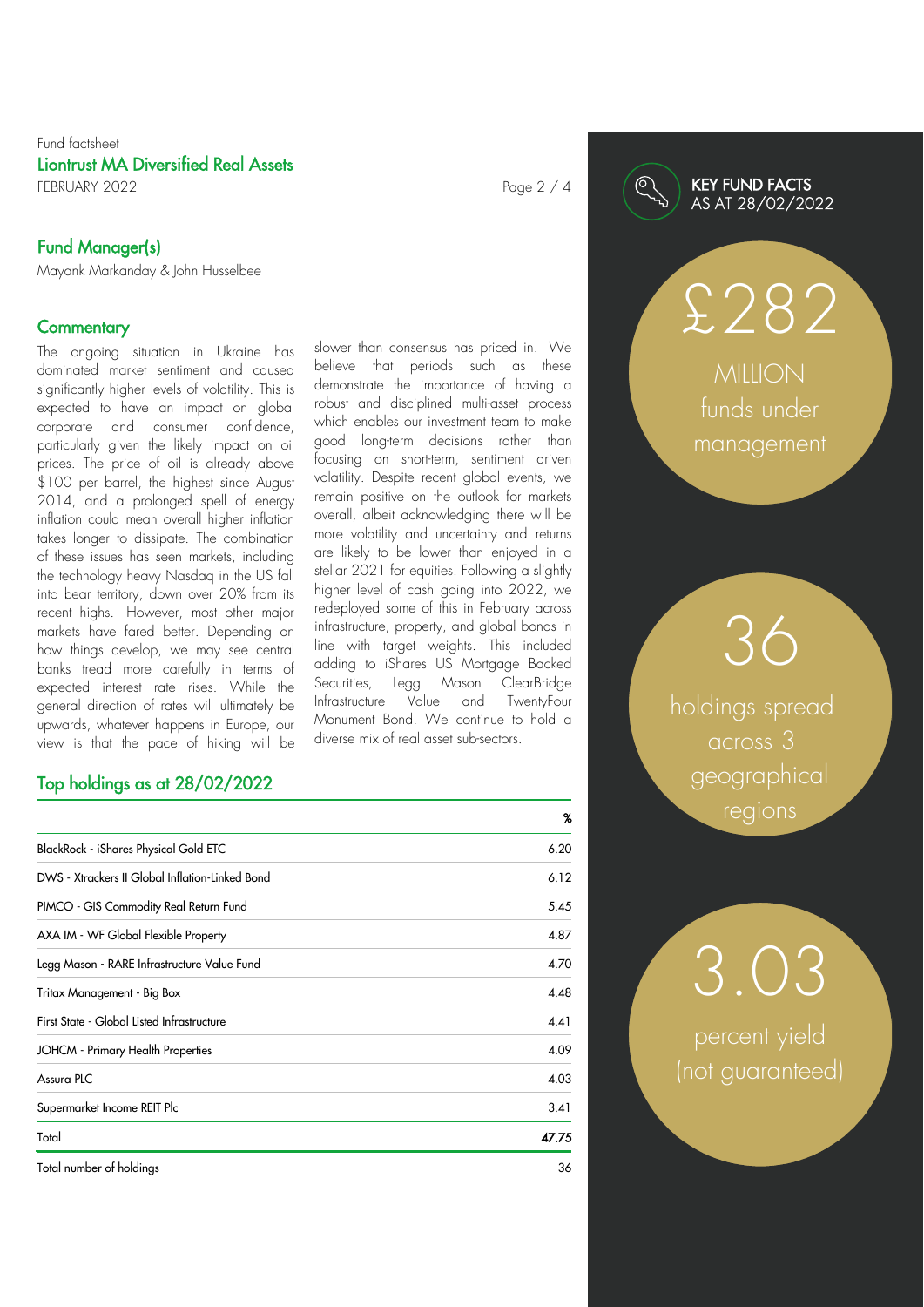Fund factsheet

**Liontrust MA Diversified Real Assets**

FEBRUARY 2022

## Fund Manager(s)

Mayank Markanday & John Husselbee

## Commentary

The ongoing situation in Ukraine has dominated market sentiment and caused significantly higher levels of volatility. This is expected to have an impact on global corporate and consumer confidence, particularly given the likely impact on oil prices. The price of oil is already above $100 per barrel, the highest since August 2014, and a prolonged spell of energy inflation could mean overall higher inflation takes longer to dissipate. The combination of these issues has seen markets, including the technology heavy Nasdaq in the US fall into bear territory, down over 20% from its recent highs. However, most other major markets have fared better. Depending on how things develop, we may see central banks tread more carefully in terms of expected interest rate rises. While the general direction of rates will ultimately be upwards, whatever happens in Europe, our view is that the pace of hiking will be slower than consensus has priced in. We believe that periods such as these demonstrate the importance of having a robust and disciplined multi-asset process which enables our investment team to make good long-term decisions rather than focusing on short-term, sentiment driven volatility. Despite recent global events, we remain positive on the outlook for markets overall, albeit acknowledging there will be more volatility and uncertainty and returns are likely to be lower than enjoyed in a stellar 2021 for equities. Following a slightly higher level of cash going into 2022, we redeployed some of this in February across infrastructure, property, and global bonds in line with target weights. This included adding to iShares US Mortgage Backed Securities, Legg Mason ClearBridge Infrastructure Value and TwentyFour Monument Bond. We continue to hold a diverse mix of real asset sub-sectors.

## Top holdings as at 28/02/2022

| | % |
|---|---|
| BlackRock - iShares Physical Gold ETC | 6.20 |
| DWS - Xtrackers II Global Inflation-Linked Bond | 6.12 |
| PIMCO - GIS Commodity Real Return Fund | 5.45 |
| AXA IM - WF Global Flexible Property | 4.87 |
| Legg Mason - RARE Infrastructure Value Fund | 4.70 |
| Tritax Management - Big Box | 4.48 |
| First State - Global Listed Infrastructure | 4.41 |
| JOHCM - Primary Health Properties | 4.09 |
| Assura PLC | 4.03 |
| Supermarket Income REIT Plc | 3.41 |
| Total | *47.75* |
| Total number of holdings | 36 |

## KEY FUND FACTS AS AT 28/02/2022

£282 MILLION funds under management

36 holdings spread across 3 geographical regions

3.03 percent yield (not guaranteed)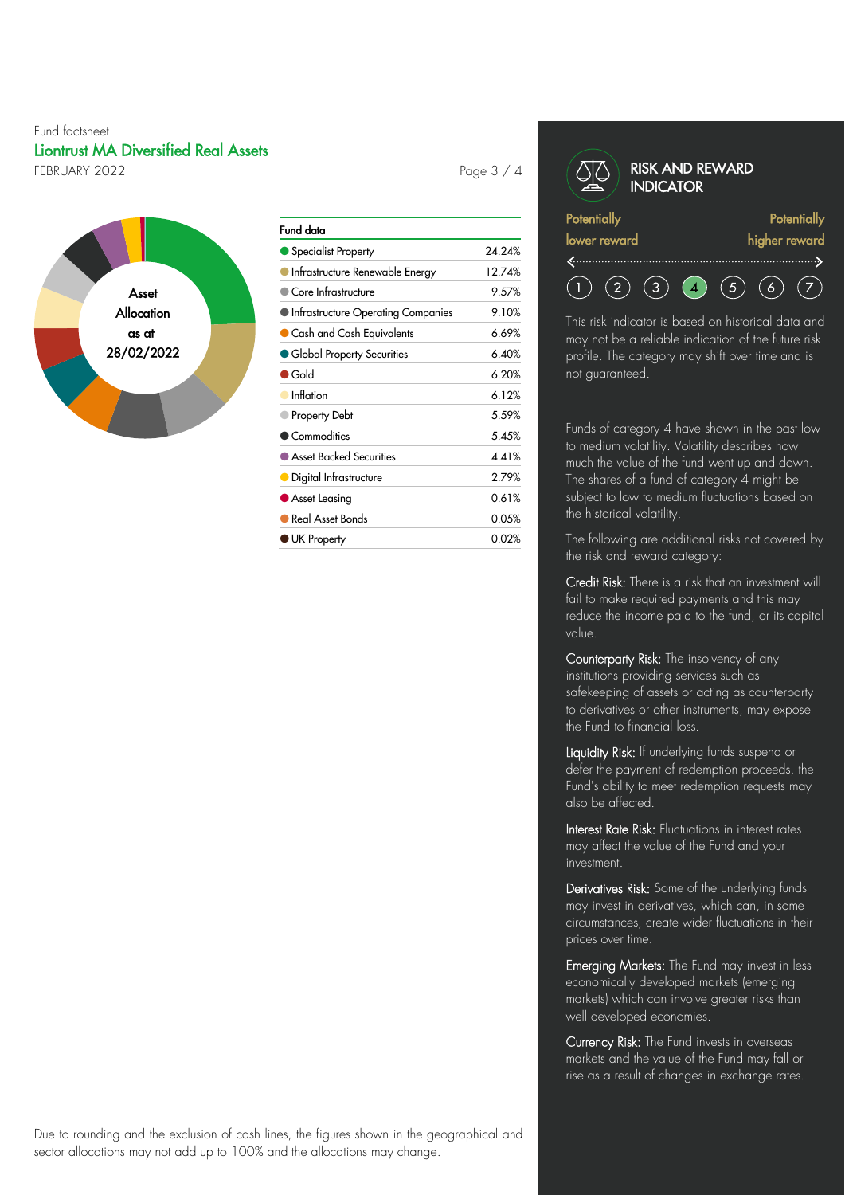Fund factsheet

# Liontrust MA Diversified Real Assets

FEBRUARY 2022

Asset Allocation as at 28/02/2022

| Fund data | |
|---|---|
| Specialist Property | 24.24% |
| Infrastructure Renewable Energy | 12.74% |
| Core Infrastructure | 9.57% |
| Infrastructure Operating Companies | 9.10% |
| Cash and Cash Equivalents | 6.69% |
| Global Property Securities | 6.40% |
| Gold | 6.20% |
| Inflation | 6.12% |
| Property Debt | 5.59% |
| Commodities | 5.45% |
| Asset Backed Securities | 4.41% |
| Digital Infrastructure | 2.79% |
| Asset Leasing | 0.61% |
| Real Asset Bonds | 0.05% |
| UK Property | 0.02% |

Due to rounding and the exclusion of cash lines, the figures shown in the geographical and sector allocations may not add up to 100% and the allocations may change.

## RISK AND REWARD INDICATOR

Potentially lower reward — Potentially higher reward

1 2 3 **4** 5 6 7

This risk indicator is based on historical data and may not be a reliable indication of the future risk profile. The category may shift over time and is not guaranteed.

Funds of category 4 have shown in the past low to medium volatility. Volatility describes how much the value of the fund went up and down. The shares of a fund of category 4 might be subject to low to medium fluctuations based on the historical volatility.

The following are additional risks not covered by the risk and reward category:

**Credit Risk:** There is a risk that an investment will fail to make required payments and this may reduce the income paid to the fund, or its capital value.

**Counterparty Risk:** The insolvency of any institutions providing services such as safekeeping of assets or acting as counterparty to derivatives or other instruments, may expose the Fund to financial loss.

**Liquidity Risk:** If underlying funds suspend or defer the payment of redemption proceeds, the Fund's ability to meet redemption requests may also be affected.

**Interest Rate Risk:** Fluctuations in interest rates may affect the value of the Fund and your investment.

**Derivatives Risk:** Some of the underlying funds may invest in derivatives, which can, in some circumstances, create wider fluctuations in their prices over time.

**Emerging Markets:** The Fund may invest in less economically developed markets (emerging markets) which can involve greater risks than well developed economies.

**Currency Risk:** The Fund invests in overseas markets and the value of the Fund may fall or rise as a result of changes in exchange rates.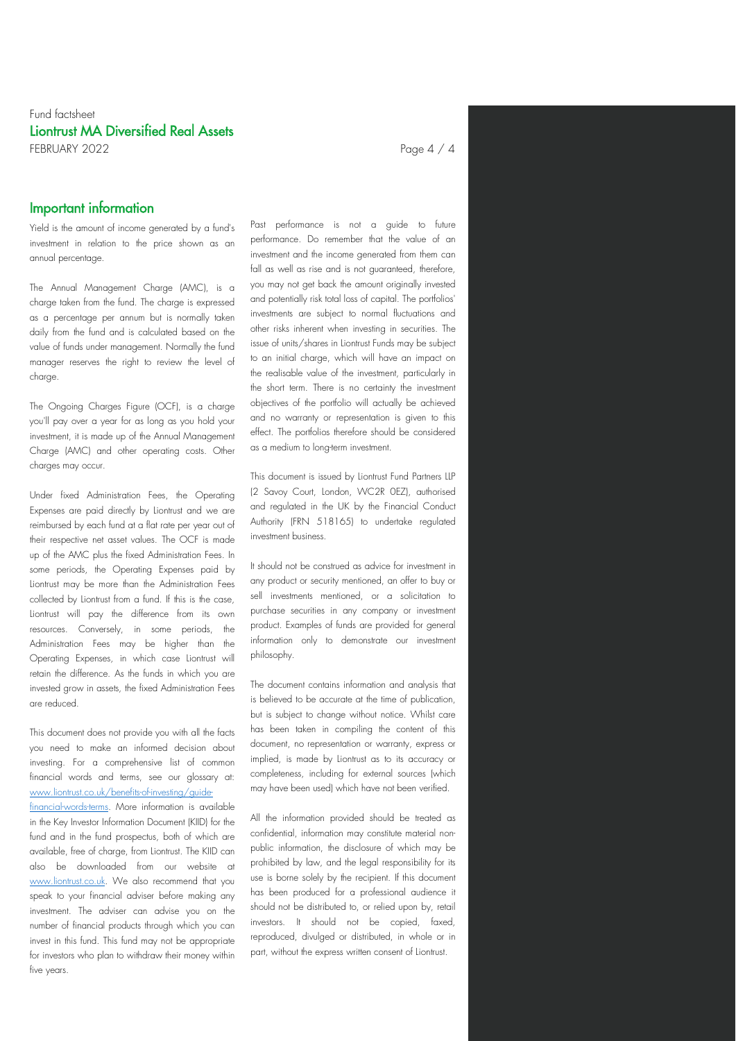## Important information

Yield is the amount of income generated by a fund's investment in relation to the price shown as an annual percentage.

The Annual Management Charge (AMC), is a charge taken from the fund. The charge is expressed as a percentage per annum but is normally taken daily from the fund and is calculated based on the value of funds under management. Normally the fund manager reserves the right to review the level of charge.

The Ongoing Charges Figure (OCF), is a charge you'll pay over a year for as long as you hold your investment, it is made up of the Annual Management Charge (AMC) and other operating costs. Other charges may occur.

Under fixed Administration Fees, the Operating Expenses are paid directly by Liontrust and we are reimbursed by each fund at a flat rate per year out of their respective net asset values. The OCF is made up of the AMC plus the fixed Administration Fees. In some periods, the Operating Expenses paid by Liontrust may be more than the Administration Fees collected by Liontrust from a fund. If this is the case, Liontrust will pay the difference from its own resources. Conversely, in some periods, the Administration Fees may be higher than the Operating Expenses, in which case Liontrust will retain the difference. As the funds in which you are invested grow in assets, the fixed Administration Fees are reduced.

This document does not provide you with all the facts you need to make an informed decision about investing. For a comprehensive list of common financial words and terms, see our glossary at: [www.liontrust.co.uk/benefits-of-investing/guide-financial-words-terms](www.liontrust.co.uk/benefits-of-investing/guide-financial-words-terms). More information is available in the Key Investor Information Document (KIID) for the fund and in the fund prospectus, both of which are available, free of charge, from Liontrust. The KIID can also be downloaded from our website at [www.liontrust.co.uk](www.liontrust.co.uk). We also recommend that you speak to your financial adviser before making any investment. The adviser can advise you on the number of financial products through which you can invest in this fund. This fund may not be appropriate for investors who plan to withdraw their money within five years.

Past performance is not a guide to future performance. Do remember that the value of an investment and the income generated from them can fall as well as rise and is not guaranteed, therefore, you may not get back the amount originally invested and potentially risk total loss of capital. The portfolios' investments are subject to normal fluctuations and other risks inherent when investing in securities. The issue of units/shares in Liontrust Funds may be subject to an initial charge, which will have an impact on the realisable value of the investment, particularly in the short term. There is no certainty the investment objectives of the portfolio will actually be achieved and no warranty or representation is given to this effect. The portfolios therefore should be considered as a medium to long-term investment.

This document is issued by Liontrust Fund Partners LLP (2 Savoy Court, London, WC2R 0EZ), authorised and regulated in the UK by the Financial Conduct Authority (FRN 518165) to undertake regulated investment business.

It should not be construed as advice for investment in any product or security mentioned, an offer to buy or sell investments mentioned, or a solicitation to purchase securities in any company or investment product. Examples of funds are provided for general information only to demonstrate our investment philosophy.

The document contains information and analysis that is believed to be accurate at the time of publication, but is subject to change without notice. Whilst care has been taken in compiling the content of this document, no representation or warranty, express or implied, is made by Liontrust as to its accuracy or completeness, including for external sources (which may have been used) which have not been verified.

All the information provided should be treated as confidential, information may constitute material non-public information, the disclosure of which may be prohibited by law, and the legal responsibility for its use is borne solely by the recipient. If this document has been produced for a professional audience it should not be distributed to, or relied upon by, retail investors. It should not be copied, faxed, reproduced, divulged or distributed, in whole or in part, without the express written consent of Liontrust.